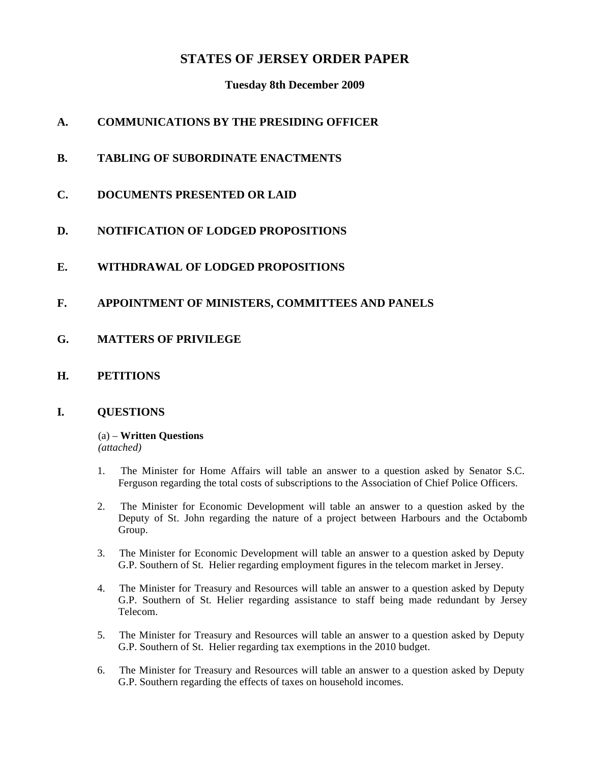# STATES OF JERSEY ORDER PAPER

**Tuesday 8th December 2009**

## A. COMMUNICATIONS BY THE PRESIDING OFFICER

## B. TABLING OF SUBORDINATE ENACTMENTS

## C. DOCUMENTS PRESENTED OR LAID

## D. NOTIFICATION OF LODGED PROPOSITIONS

## E. WITHDRAWAL OF LODGED PROPOSITIONS

## F. APPOINTMENT OF MINISTERS, COMMITTEES AND PANELS

## G. MATTERS OF PRIVILEGE

## H. PETITIONS

## I. QUESTIONS

(a) – **Written Questions**
*(attached)*

1. The Minister for Home Affairs will table an answer to a question asked by Senator S.C. Ferguson regarding the total costs of subscriptions to the Association of Chief Police Officers.

2. The Minister for Economic Development will table an answer to a question asked by the Deputy of St. John regarding the nature of a project between Harbours and the Octabomb Group.

3. The Minister for Economic Development will table an answer to a question asked by Deputy G.P. Southern of St. Helier regarding employment figures in the telecom market in Jersey.

4. The Minister for Treasury and Resources will table an answer to a question asked by Deputy G.P. Southern of St. Helier regarding assistance to staff being made redundant by Jersey Telecom.

5. The Minister for Treasury and Resources will table an answer to a question asked by Deputy G.P. Southern of St. Helier regarding tax exemptions in the 2010 budget.

6. The Minister for Treasury and Resources will table an answer to a question asked by Deputy G.P. Southern regarding the effects of taxes on household incomes.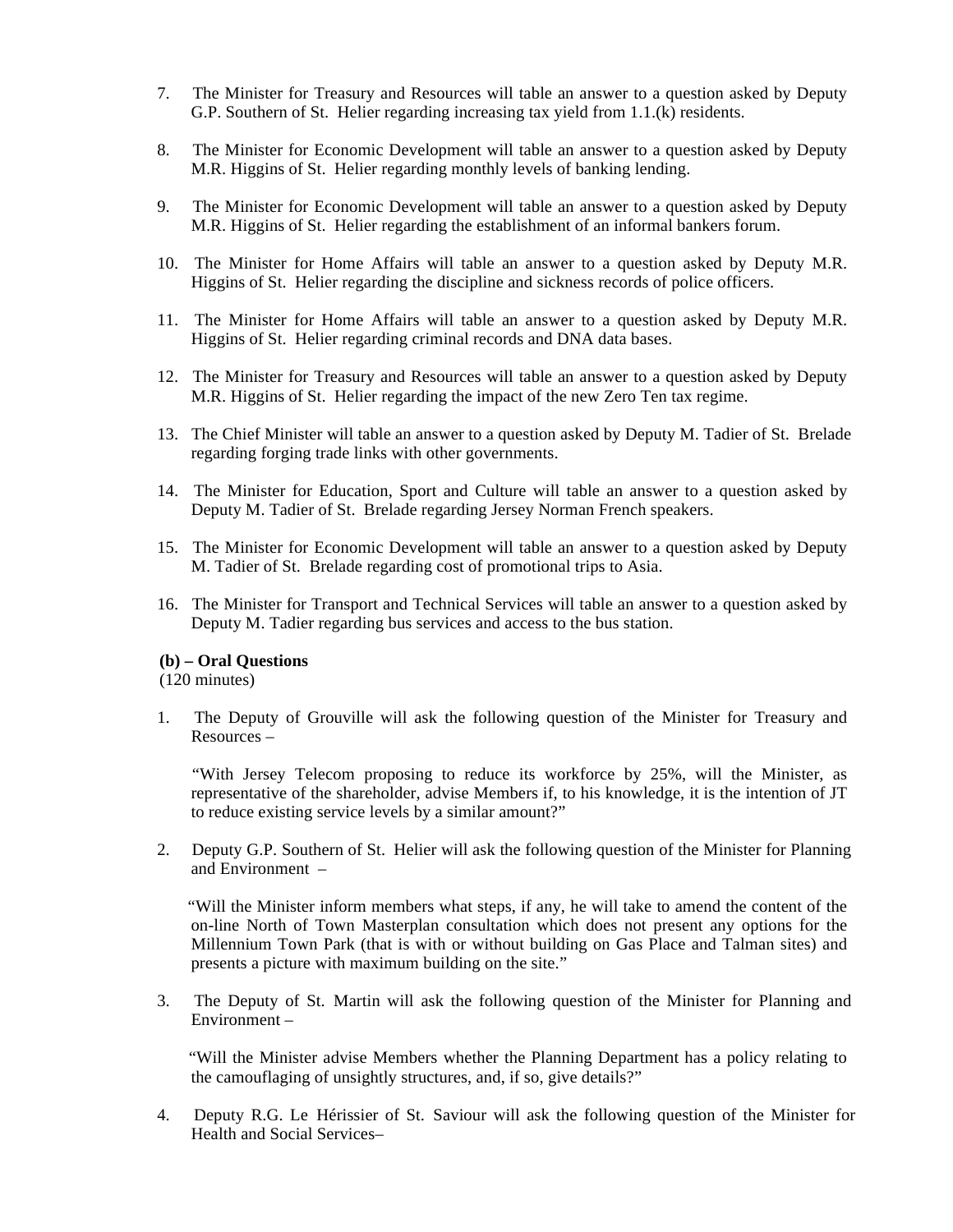7. The Minister for Treasury and Resources will table an answer to a question asked by Deputy G.P. Southern of St. Helier regarding increasing tax yield from 1.1.(k) residents.

8. The Minister for Economic Development will table an answer to a question asked by Deputy M.R. Higgins of St. Helier regarding monthly levels of banking lending.

9. The Minister for Economic Development will table an answer to a question asked by Deputy M.R. Higgins of St. Helier regarding the establishment of an informal bankers forum.

10. The Minister for Home Affairs will table an answer to a question asked by Deputy M.R. Higgins of St. Helier regarding the discipline and sickness records of police officers.

11. The Minister for Home Affairs will table an answer to a question asked by Deputy M.R. Higgins of St. Helier regarding criminal records and DNA data bases.

12. The Minister for Treasury and Resources will table an answer to a question asked by Deputy M.R. Higgins of St. Helier regarding the impact of the new Zero Ten tax regime.

13. The Chief Minister will table an answer to a question asked by Deputy M. Tadier of St. Brelade regarding forging trade links with other governments.

14. The Minister for Education, Sport and Culture will table an answer to a question asked by Deputy M. Tadier of St. Brelade regarding Jersey Norman French speakers.

15. The Minister for Economic Development will table an answer to a question asked by Deputy M. Tadier of St. Brelade regarding cost of promotional trips to Asia.

16. The Minister for Transport and Technical Services will table an answer to a question asked by Deputy M. Tadier regarding bus services and access to the bus station.

**(b) – Oral Questions**
(120 minutes)

1. The Deputy of Grouville will ask the following question of the Minister for Treasury and Resources –

   "With Jersey Telecom proposing to reduce its workforce by 25%, will the Minister, as representative of the shareholder, advise Members if, to his knowledge, it is the intention of JT to reduce existing service levels by a similar amount?"

2. Deputy G.P. Southern of St. Helier will ask the following question of the Minister for Planning and Environment –

   "Will the Minister inform members what steps, if any, he will take to amend the content of the on-line North of Town Masterplan consultation which does not present any options for the Millennium Town Park (that is with or without building on Gas Place and Talman sites) and presents a picture with maximum building on the site."

3. The Deputy of St. Martin will ask the following question of the Minister for Planning and Environment –

   "Will the Minister advise Members whether the Planning Department has a policy relating to the camouflaging of unsightly structures, and, if so, give details?"

4. Deputy R.G. Le Hérissier of St. Saviour will ask the following question of the Minister for Health and Social Services–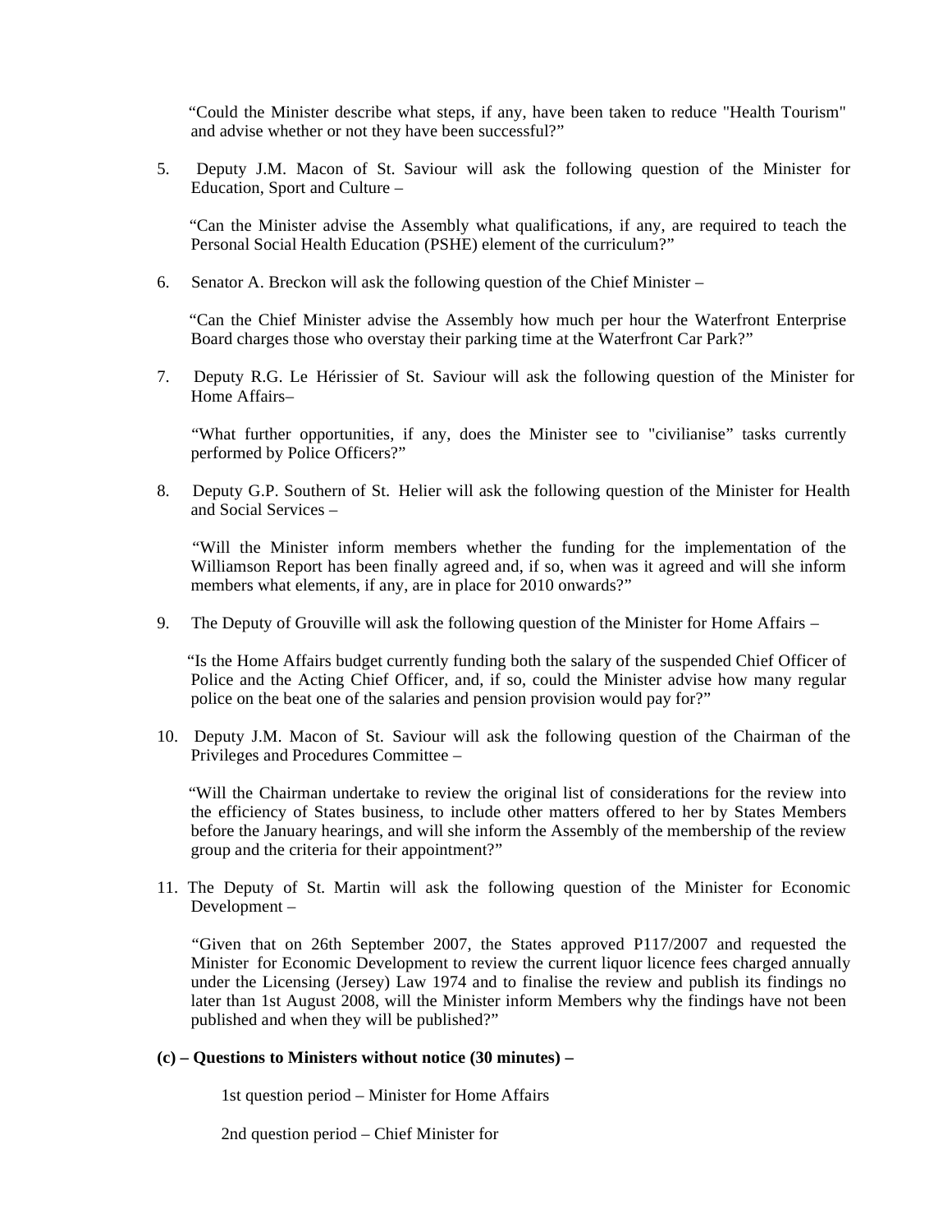"Could the Minister describe what steps, if any, have been taken to reduce "Health Tourism" and advise whether or not they have been successful?"

5. Deputy J.M. Macon of St. Saviour will ask the following question of the Minister for Education, Sport and Culture –

   "Can the Minister advise the Assembly what qualifications, if any, are required to teach the Personal Social Health Education (PSHE) element of the curriculum?"

6. Senator A. Breckon will ask the following question of the Chief Minister –

   "Can the Chief Minister advise the Assembly how much per hour the Waterfront Enterprise Board charges those who overstay their parking time at the Waterfront Car Park?"

7. Deputy R.G. Le Hérissier of St. Saviour will ask the following question of the Minister for Home Affairs–

   "What further opportunities, if any, does the Minister see to "civilianise" tasks currently performed by Police Officers?"

8. Deputy G.P. Southern of St. Helier will ask the following question of the Minister for Health and Social Services –

   "Will the Minister inform members whether the funding for the implementation of the Williamson Report has been finally agreed and, if so, when was it agreed and will she inform members what elements, if any, are in place for 2010 onwards?"

9. The Deputy of Grouville will ask the following question of the Minister for Home Affairs –

   "Is the Home Affairs budget currently funding both the salary of the suspended Chief Officer of Police and the Acting Chief Officer, and, if so, could the Minister advise how many regular police on the beat one of the salaries and pension provision would pay for?"

10. Deputy J.M. Macon of St. Saviour will ask the following question of the Chairman of the Privileges and Procedures Committee –

    "Will the Chairman undertake to review the original list of considerations for the review into the efficiency of States business, to include other matters offered to her by States Members before the January hearings, and will she inform the Assembly of the membership of the review group and the criteria for their appointment?"

11. The Deputy of St. Martin will ask the following question of the Minister for Economic Development –

    "Given that on 26th September 2007, the States approved P117/2007 and requested the Minister for Economic Development to review the current liquor licence fees charged annually under the Licensing (Jersey) Law 1974 and to finalise the review and publish its findings no later than 1st August 2008, will the Minister inform Members why the findings have not been published and when they will be published?"

**(c) – Questions to Ministers without notice (30 minutes) –**

1st question period – Minister for Home Affairs

2nd question period – Chief Minister for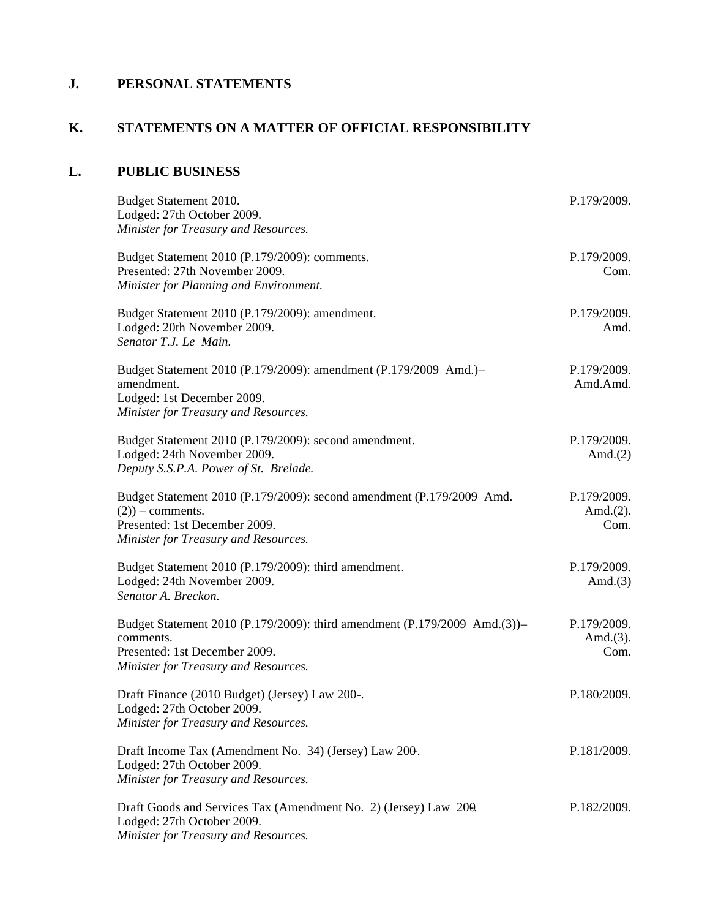## J. PERSONAL STATEMENTS

## K. STATEMENTS ON A MATTER OF OFFICIAL RESPONSIBILITY

## L. PUBLIC BUSINESS

| | |
|---|---|
| Budget Statement 2010.<br>Lodged: 27th October 2009.<br>*Minister for Treasury and Resources.* | P.179/2009. |
| Budget Statement 2010 (P.179/2009): comments.<br>Presented: 27th November 2009.<br>*Minister for Planning and Environment.* | P.179/2009.<br>Com. |
| Budget Statement 2010 (P.179/2009): amendment.<br>Lodged: 20th November 2009.<br>*Senator T.J. Le Main.* | P.179/2009.<br>Amd. |
| Budget Statement 2010 (P.179/2009): amendment (P.179/2009 Amd.)– amendment.<br>Lodged: 1st December 2009.<br>*Minister for Treasury and Resources.* | P.179/2009.<br>Amd.Amd. |
| Budget Statement 2010 (P.179/2009): second amendment.<br>Lodged: 24th November 2009.<br>*Deputy S.S.P.A. Power of St. Brelade.* | P.179/2009.<br>Amd.(2) |
| Budget Statement 2010 (P.179/2009): second amendment (P.179/2009 Amd. (2)) – comments.<br>Presented: 1st December 2009.<br>*Minister for Treasury and Resources.* | P.179/2009.<br>Amd.(2).<br>Com. |
| Budget Statement 2010 (P.179/2009): third amendment.<br>Lodged: 24th November 2009.<br>*Senator A. Breckon.* | P.179/2009.<br>Amd.(3) |
| Budget Statement 2010 (P.179/2009): third amendment (P.179/2009 Amd.(3))– comments.<br>Presented: 1st December 2009.<br>*Minister for Treasury and Resources.* | P.179/2009.<br>Amd.(3).<br>Com. |
| Draft Finance (2010 Budget) (Jersey) Law 200-.<br>Lodged: 27th October 2009.<br>*Minister for Treasury and Resources.* | P.180/2009. |
| Draft Income Tax (Amendment No. 34) (Jersey) Law 200-.<br>Lodged: 27th October 2009.<br>*Minister for Treasury and Resources.* | P.181/2009. |
| Draft Goods and Services Tax (Amendment No. 2) (Jersey) Law 200-.<br>Lodged: 27th October 2009.<br>*Minister for Treasury and Resources.* | P.182/2009. |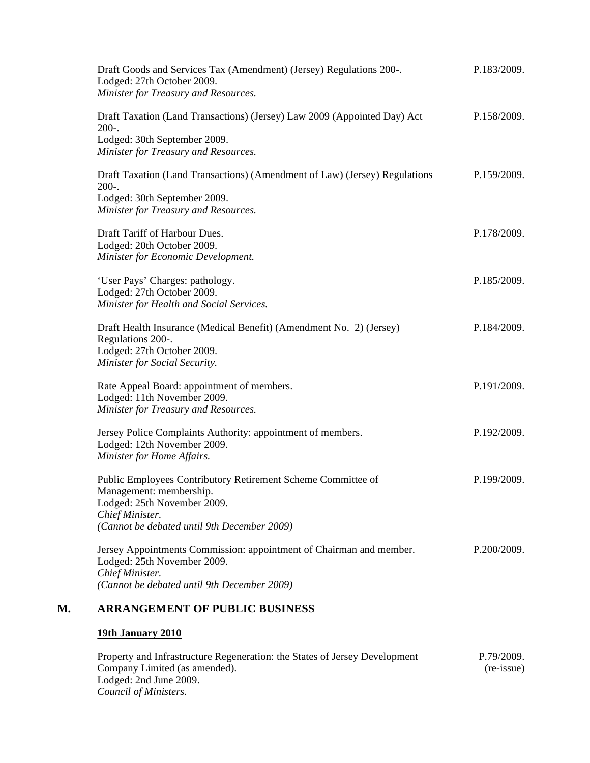Draft Goods and Services Tax (Amendment) (Jersey) Regulations 200-. P.183/2009.
Lodged: 27th October 2009.
*Minister for Treasury and Resources.*

Draft Taxation (Land Transactions) (Jersey) Law 2009 (Appointed Day) Act 200-. P.158/2009.
Lodged: 30th September 2009.
*Minister for Treasury and Resources.*

Draft Taxation (Land Transactions) (Amendment of Law) (Jersey) Regulations 200-. P.159/2009.
Lodged: 30th September 2009.
*Minister for Treasury and Resources.*

Draft Tariff of Harbour Dues. P.178/2009.
Lodged: 20th October 2009.
*Minister for Economic Development.*

'User Pays' Charges: pathology. P.185/2009.
Lodged: 27th October 2009.
*Minister for Health and Social Services.*

Draft Health Insurance (Medical Benefit) (Amendment No. 2) (Jersey) Regulations 200-. P.184/2009.
Lodged: 27th October 2009.
*Minister for Social Security.*

Rate Appeal Board: appointment of members. P.191/2009.
Lodged: 11th November 2009.
*Minister for Treasury and Resources.*

Jersey Police Complaints Authority: appointment of members. P.192/2009.
Lodged: 12th November 2009.
*Minister for Home Affairs.*

Public Employees Contributory Retirement Scheme Committee of Management: membership. P.199/2009.
Lodged: 25th November 2009.
*Chief Minister.*
*(Cannot be debated until 9th December 2009)*

Jersey Appointments Commission: appointment of Chairman and member. P.200/2009.
Lodged: 25th November 2009.
*Chief Minister.*
*(Cannot be debated until 9th December 2009)*

## M. ARRANGEMENT OF PUBLIC BUSINESS

**19th January 2010**

Property and Infrastructure Regeneration: the States of Jersey Development Company Limited (as amended). P.79/2009. (re-issue)
Lodged: 2nd June 2009.
*Council of Ministers.*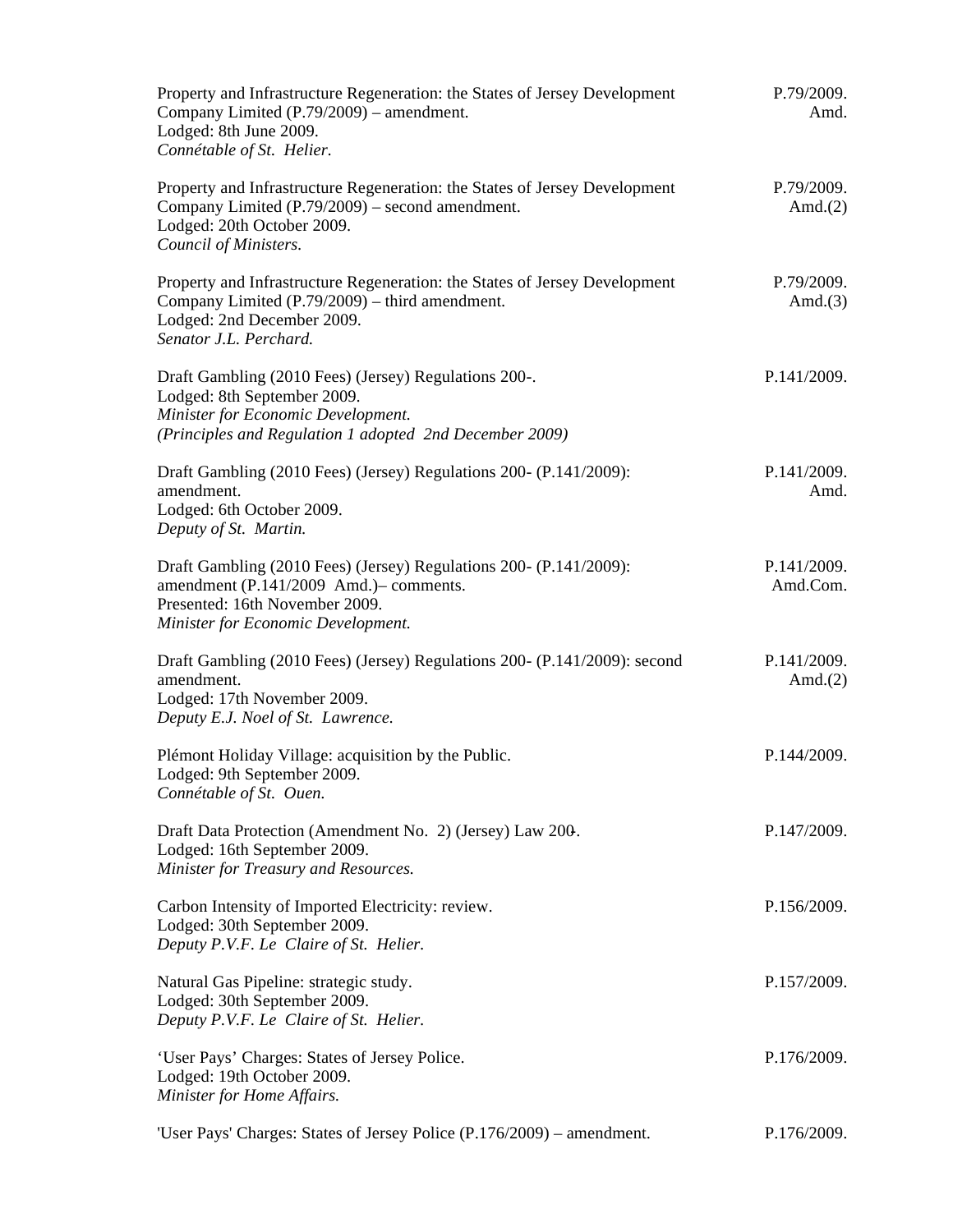Property and Infrastructure Regeneration: the States of Jersey Development Company Limited (P.79/2009) – amendment.
Lodged: 8th June 2009.
*Connétable of St. Helier.*
P.79/2009. Amd.

Property and Infrastructure Regeneration: the States of Jersey Development Company Limited (P.79/2009) – second amendment.
Lodged: 20th October 2009.
*Council of Ministers.*
P.79/2009. Amd.(2)

Property and Infrastructure Regeneration: the States of Jersey Development Company Limited (P.79/2009) – third amendment.
Lodged: 2nd December 2009.
*Senator J.L. Perchard.*
P.79/2009. Amd.(3)

Draft Gambling (2010 Fees) (Jersey) Regulations 200-.
Lodged: 8th September 2009.
*Minister for Economic Development.*
*(Principles and Regulation 1 adopted 2nd December 2009)*
P.141/2009.

Draft Gambling (2010 Fees) (Jersey) Regulations 200- (P.141/2009): amendment.
Lodged: 6th October 2009.
*Deputy of St. Martin.*
P.141/2009. Amd.

Draft Gambling (2010 Fees) (Jersey) Regulations 200- (P.141/2009): amendment (P.141/2009 Amd.)– comments.
Presented: 16th November 2009.
*Minister for Economic Development.*
P.141/2009. Amd.Com.

Draft Gambling (2010 Fees) (Jersey) Regulations 200- (P.141/2009): second amendment.
Lodged: 17th November 2009.
*Deputy E.J. Noel of St. Lawrence.*
P.141/2009. Amd.(2)

Plémont Holiday Village: acquisition by the Public.
Lodged: 9th September 2009.
*Connétable of St. Ouen.*
P.144/2009.

Draft Data Protection (Amendment No. 2) (Jersey) Law 200-.
Lodged: 16th September 2009.
*Minister for Treasury and Resources.*
P.147/2009.

Carbon Intensity of Imported Electricity: review.
Lodged: 30th September 2009.
*Deputy P.V.F. Le Claire of St. Helier.*
P.156/2009.

Natural Gas Pipeline: strategic study.
Lodged: 30th September 2009.
*Deputy P.V.F. Le Claire of St. Helier.*
P.157/2009.

'User Pays' Charges: States of Jersey Police.
Lodged: 19th October 2009.
*Minister for Home Affairs.*
P.176/2009.

'User Pays' Charges: States of Jersey Police (P.176/2009) – amendment.
P.176/2009.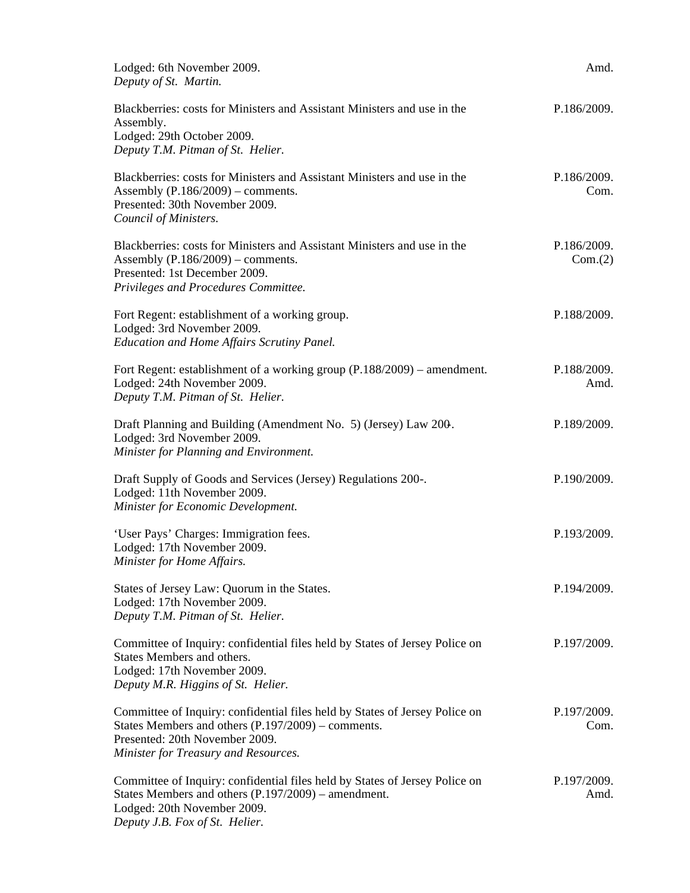Lodged: 6th November 2009.
*Deputy of St. Martin.* | Amd.

Blackberries: costs for Ministers and Assistant Ministers and use in the Assembly.
Lodged: 29th October 2009.
*Deputy T.M. Pitman of St. Helier.*

P.186/2009.

Blackberries: costs for Ministers and Assistant Ministers and use in the Assembly (P.186/2009) – comments.
Presented: 30th November 2009.
*Council of Ministers.*

P.186/2009. Com.

Blackberries: costs for Ministers and Assistant Ministers and use in the Assembly (P.186/2009) – comments.
Presented: 1st December 2009.
*Privileges and Procedures Committee.*

P.186/2009. Com.(2)

Fort Regent: establishment of a working group.
Lodged: 3rd November 2009.
*Education and Home Affairs Scrutiny Panel.*

P.188/2009.

Fort Regent: establishment of a working group (P.188/2009) – amendment.
Lodged: 24th November 2009.
*Deputy T.M. Pitman of St. Helier.*

P.188/2009. Amd.

Draft Planning and Building (Amendment No. 5) (Jersey) Law 200-.
Lodged: 3rd November 2009.
*Minister for Planning and Environment.*

P.189/2009.

Draft Supply of Goods and Services (Jersey) Regulations 200-.
Lodged: 11th November 2009.
*Minister for Economic Development.*

P.190/2009.

'User Pays' Charges: Immigration fees.
Lodged: 17th November 2009.
*Minister for Home Affairs.*

P.193/2009.

States of Jersey Law: Quorum in the States.
Lodged: 17th November 2009.
*Deputy T.M. Pitman of St. Helier.*

P.194/2009.

Committee of Inquiry: confidential files held by States of Jersey Police on States Members and others.
Lodged: 17th November 2009.
*Deputy M.R. Higgins of St. Helier.*

P.197/2009.

Committee of Inquiry: confidential files held by States of Jersey Police on States Members and others (P.197/2009) – comments.
Presented: 20th November 2009.
*Minister for Treasury and Resources.*

P.197/2009. Com.

Committee of Inquiry: confidential files held by States of Jersey Police on States Members and others (P.197/2009) – amendment.
Lodged: 20th November 2009.
*Deputy J.B. Fox of St. Helier.*

P.197/2009. Amd.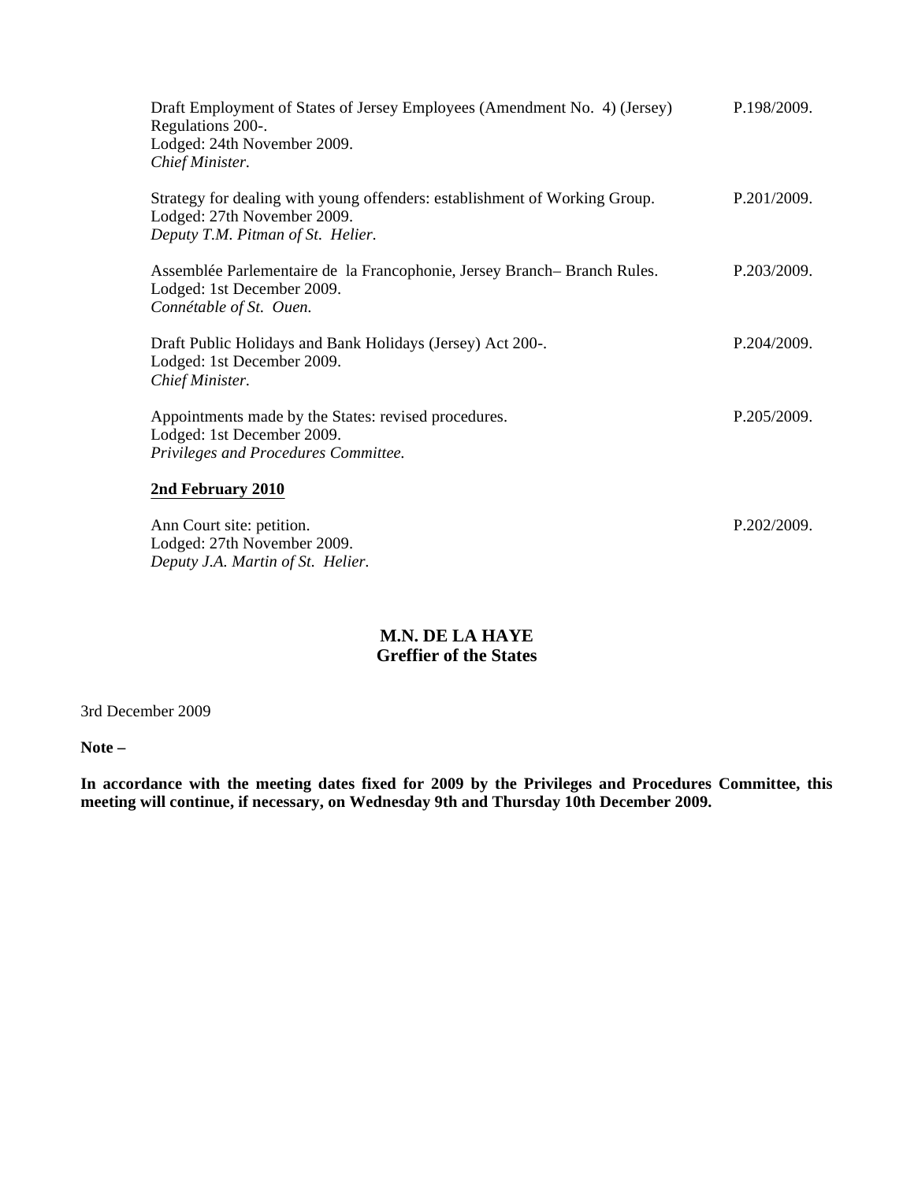Draft Employment of States of Jersey Employees (Amendment No. 4) (Jersey) Regulations 200-.
Lodged: 24th November 2009.
*Chief Minister.* P.198/2009.

Strategy for dealing with young offenders: establishment of Working Group.
Lodged: 27th November 2009.
*Deputy T.M. Pitman of St. Helier.* P.201/2009.

Assemblée Parlementaire de la Francophonie, Jersey Branch– Branch Rules.
Lodged: 1st December 2009.
*Connétable of St. Ouen.* P.203/2009.

Draft Public Holidays and Bank Holidays (Jersey) Act 200-.
Lodged: 1st December 2009.
*Chief Minister.* P.204/2009.

Appointments made by the States: revised procedures.
Lodged: 1st December 2009.
*Privileges and Procedures Committee.* P.205/2009.

**2nd February 2010**

Ann Court site: petition.
Lodged: 27th November 2009.
*Deputy J.A. Martin of St. Helier.* P.202/2009.

**M.N. DE LA HAYE**
**Greffier of the States**

3rd December 2009

**Note –**

**In accordance with the meeting dates fixed for 2009 by the Privileges and Procedures Committee, this meeting will continue, if necessary, on Wednesday 9th and Thursday 10th December 2009.**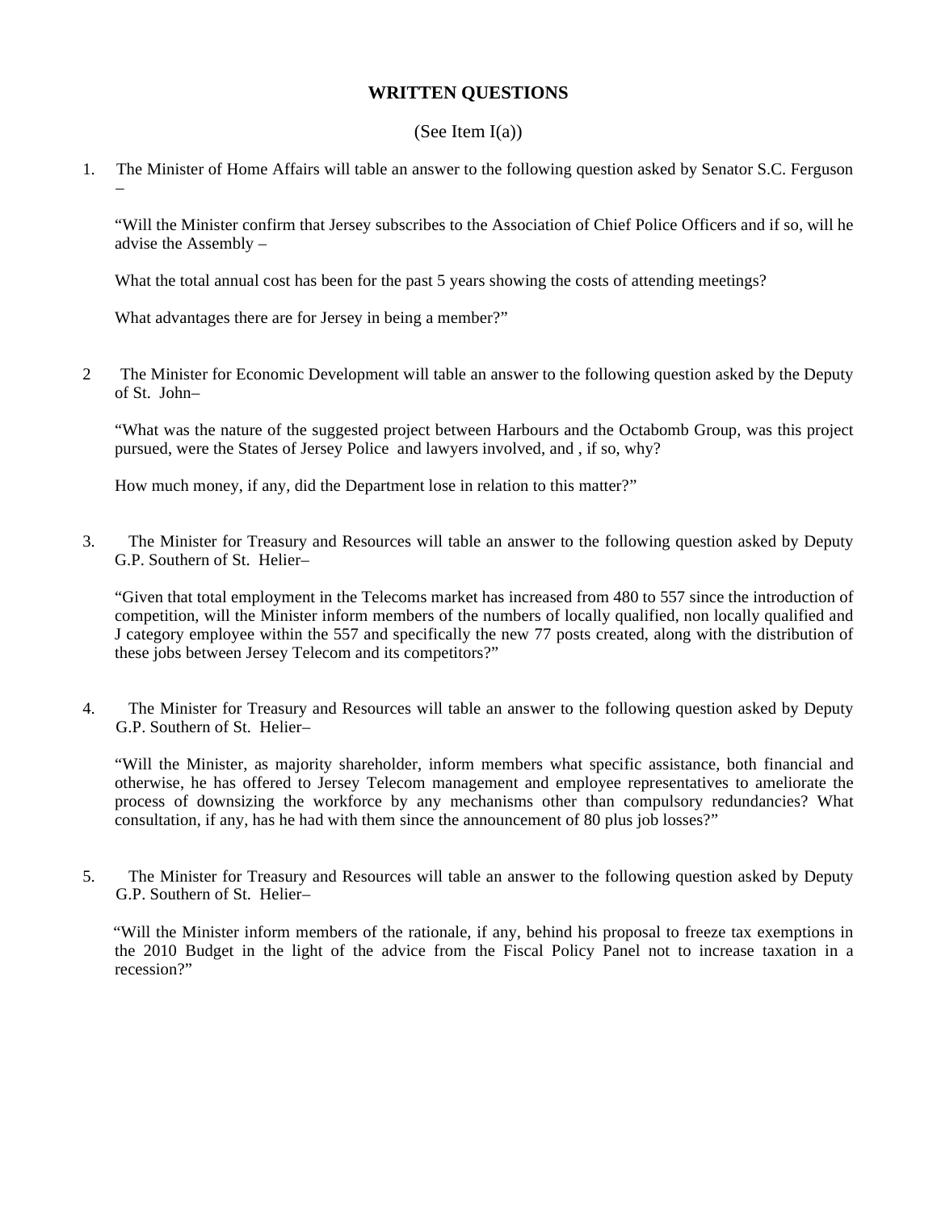## WRITTEN QUESTIONS

(See Item I(a))

1. The Minister of Home Affairs will table an answer to the following question asked by Senator S.C. Ferguson –

   "Will the Minister confirm that Jersey subscribes to the Association of Chief Police Officers and if so, will he advise the Assembly –

   What the total annual cost has been for the past 5 years showing the costs of attending meetings?

   What advantages there are for Jersey in being a member?"

2. The Minister for Economic Development will table an answer to the following question asked by the Deputy of St. John–

   "What was the nature of the suggested project between Harbours and the Octabomb Group, was this project pursued, were the States of Jersey Police and lawyers involved, and , if so, why?

   How much money, if any, did the Department lose in relation to this matter?"

3. The Minister for Treasury and Resources will table an answer to the following question asked by Deputy G.P. Southern of St. Helier–

   "Given that total employment in the Telecoms market has increased from 480 to 557 since the introduction of competition, will the Minister inform members of the numbers of locally qualified, non locally qualified and J category employee within the 557 and specifically the new 77 posts created, along with the distribution of these jobs between Jersey Telecom and its competitors?"

4. The Minister for Treasury and Resources will table an answer to the following question asked by Deputy G.P. Southern of St. Helier–

   "Will the Minister, as majority shareholder, inform members what specific assistance, both financial and otherwise, he has offered to Jersey Telecom management and employee representatives to ameliorate the process of downsizing the workforce by any mechanisms other than compulsory redundancies? What consultation, if any, has he had with them since the announcement of 80 plus job losses?"

5. The Minister for Treasury and Resources will table an answer to the following question asked by Deputy G.P. Southern of St. Helier–

   "Will the Minister inform members of the rationale, if any, behind his proposal to freeze tax exemptions in the 2010 Budget in the light of the advice from the Fiscal Policy Panel not to increase taxation in a recession?"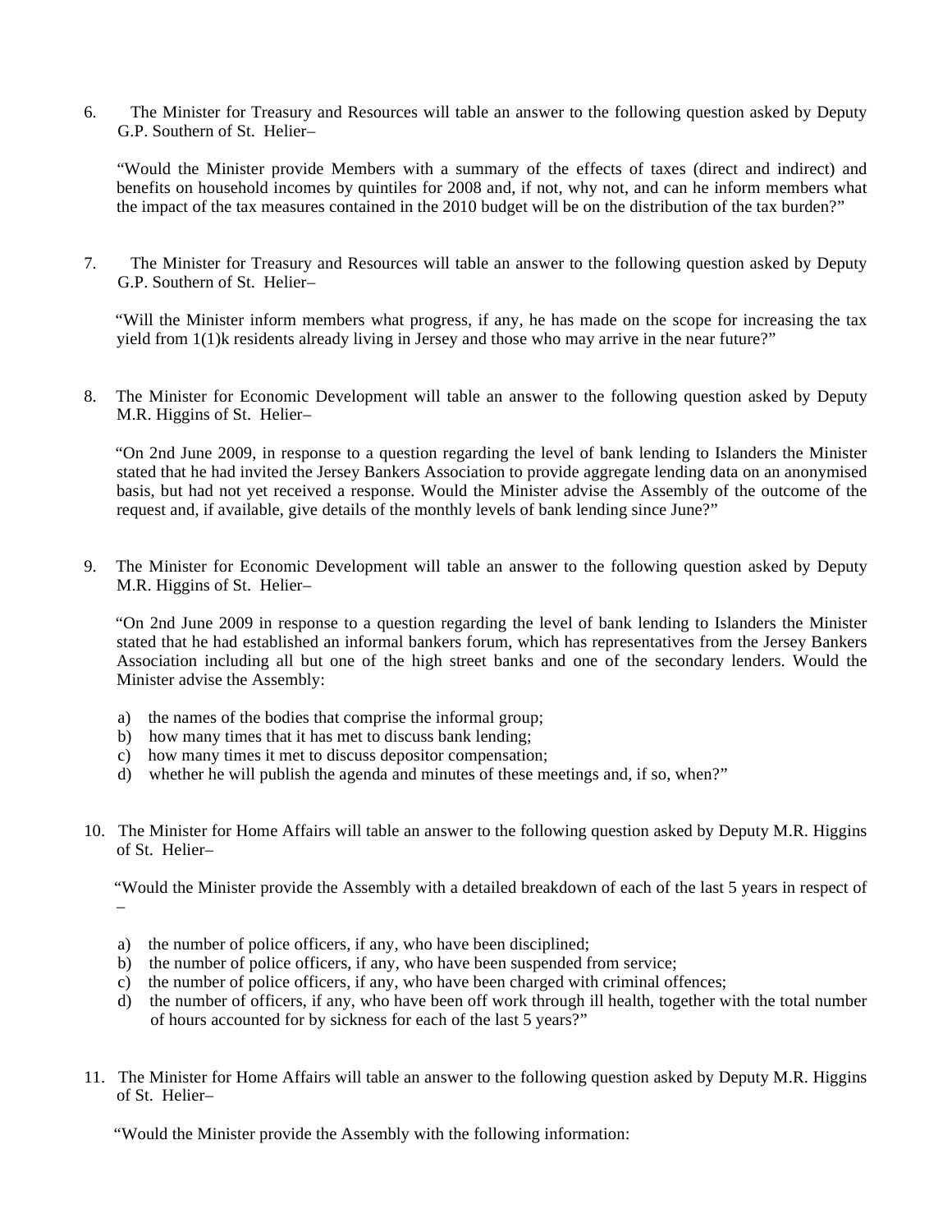6. The Minister for Treasury and Resources will table an answer to the following question asked by Deputy G.P. Southern of St. Helier–

   "Would the Minister provide Members with a summary of the effects of taxes (direct and indirect) and benefits on household incomes by quintiles for 2008 and, if not, why not, and can he inform members what the impact of the tax measures contained in the 2010 budget will be on the distribution of the tax burden?"

7. The Minister for Treasury and Resources will table an answer to the following question asked by Deputy G.P. Southern of St. Helier–

   "Will the Minister inform members what progress, if any, he has made on the scope for increasing the tax yield from 1(1)k residents already living in Jersey and those who may arrive in the near future?"

8. The Minister for Economic Development will table an answer to the following question asked by Deputy M.R. Higgins of St. Helier–

   "On 2nd June 2009, in response to a question regarding the level of bank lending to Islanders the Minister stated that he had invited the Jersey Bankers Association to provide aggregate lending data on an anonymised basis, but had not yet received a response. Would the Minister advise the Assembly of the outcome of the request and, if available, give details of the monthly levels of bank lending since June?"

9. The Minister for Economic Development will table an answer to the following question asked by Deputy M.R. Higgins of St. Helier–

   "On 2nd June 2009 in response to a question regarding the level of bank lending to Islanders the Minister stated that he had established an informal bankers forum, which has representatives from the Jersey Bankers Association including all but one of the high street banks and one of the secondary lenders. Would the Minister advise the Assembly:

   a) the names of the bodies that comprise the informal group;
   b) how many times that it has met to discuss bank lending;
   c) how many times it met to discuss depositor compensation;
   d) whether he will publish the agenda and minutes of these meetings and, if so, when?"

10. The Minister for Home Affairs will table an answer to the following question asked by Deputy M.R. Higgins of St. Helier–

    "Would the Minister provide the Assembly with a detailed breakdown of each of the last 5 years in respect of –

    a) the number of police officers, if any, who have been disciplined;
    b) the number of police officers, if any, who have been suspended from service;
    c) the number of police officers, if any, who have been charged with criminal offences;
    d) the number of officers, if any, who have been off work through ill health, together with the total number of hours accounted for by sickness for each of the last 5 years?"

11. The Minister for Home Affairs will table an answer to the following question asked by Deputy M.R. Higgins of St. Helier–

    "Would the Minister provide the Assembly with the following information: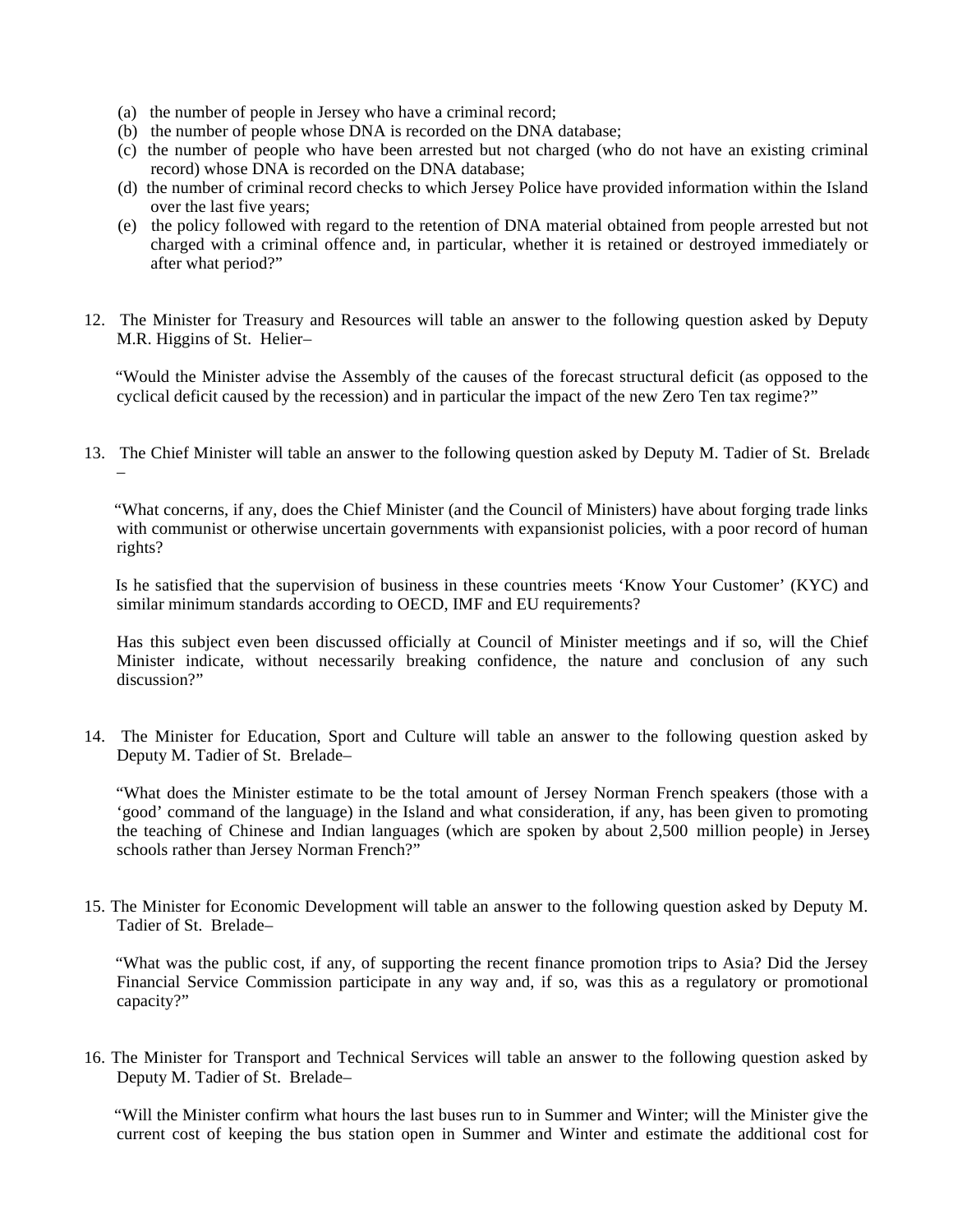(a) the number of people in Jersey who have a criminal record;
(b) the number of people whose DNA is recorded on the DNA database;
(c) the number of people who have been arrested but not charged (who do not have an existing criminal record) whose DNA is recorded on the DNA database;
(d) the number of criminal record checks to which Jersey Police have provided information within the Island over the last five years;
(e) the policy followed with regard to the retention of DNA material obtained from people arrested but not charged with a criminal offence and, in particular, whether it is retained or destroyed immediately or after what period?"

12. The Minister for Treasury and Resources will table an answer to the following question asked by Deputy M.R. Higgins of St. Helier–

"Would the Minister advise the Assembly of the causes of the forecast structural deficit (as opposed to the cyclical deficit caused by the recession) and in particular the impact of the new Zero Ten tax regime?"

13. The Chief Minister will table an answer to the following question asked by Deputy M. Tadier of St. Brelade –

"What concerns, if any, does the Chief Minister (and the Council of Ministers) have about forging trade links with communist or otherwise uncertain governments with expansionist policies, with a poor record of human rights?

Is he satisfied that the supervision of business in these countries meets 'Know Your Customer' (KYC) and similar minimum standards according to OECD, IMF and EU requirements?

Has this subject even been discussed officially at Council of Minister meetings and if so, will the Chief Minister indicate, without necessarily breaking confidence, the nature and conclusion of any such discussion?"

14. The Minister for Education, Sport and Culture will table an answer to the following question asked by Deputy M. Tadier of St. Brelade–

"What does the Minister estimate to be the total amount of Jersey Norman French speakers (those with a 'good' command of the language) in the Island and what consideration, if any, has been given to promoting the teaching of Chinese and Indian languages (which are spoken by about 2,500 million people) in Jersey schools rather than Jersey Norman French?"

15. The Minister for Economic Development will table an answer to the following question asked by Deputy M. Tadier of St. Brelade–

"What was the public cost, if any, of supporting the recent finance promotion trips to Asia? Did the Jersey Financial Service Commission participate in any way and, if so, was this as a regulatory or promotional capacity?"

16. The Minister for Transport and Technical Services will table an answer to the following question asked by Deputy M. Tadier of St. Brelade–

"Will the Minister confirm what hours the last buses run to in Summer and Winter; will the Minister give the current cost of keeping the bus station open in Summer and Winter and estimate the additional cost for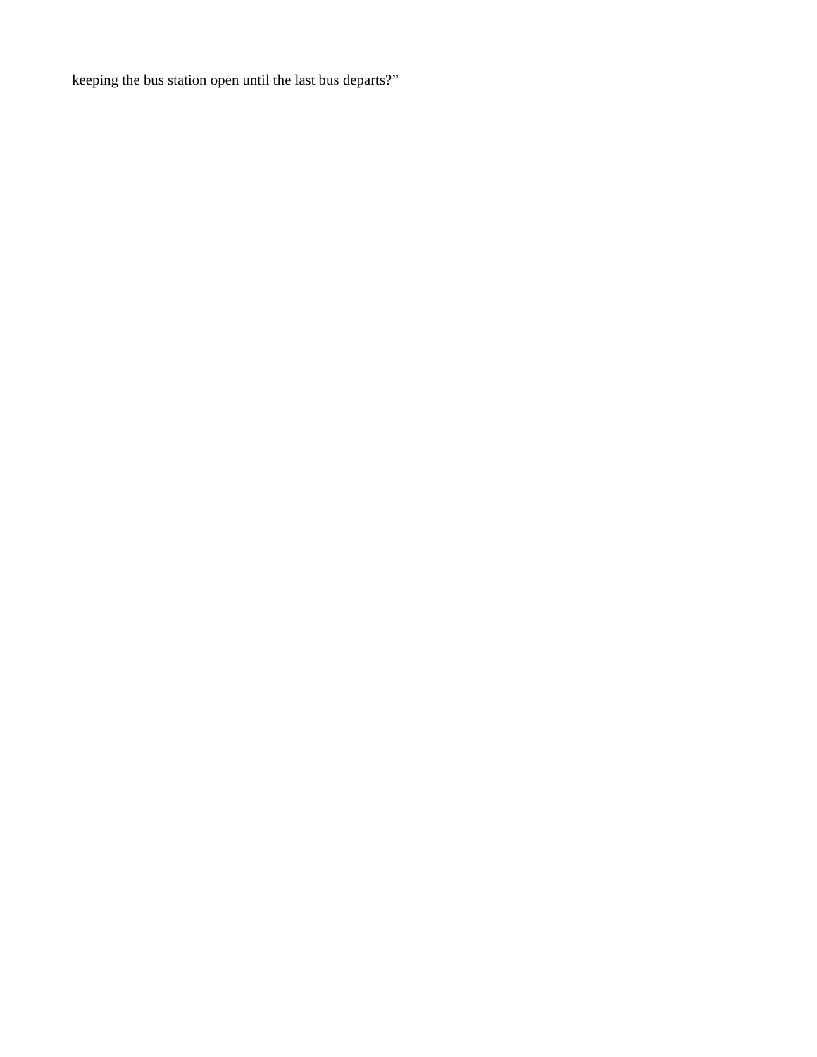keeping the bus station open until the last bus departs?”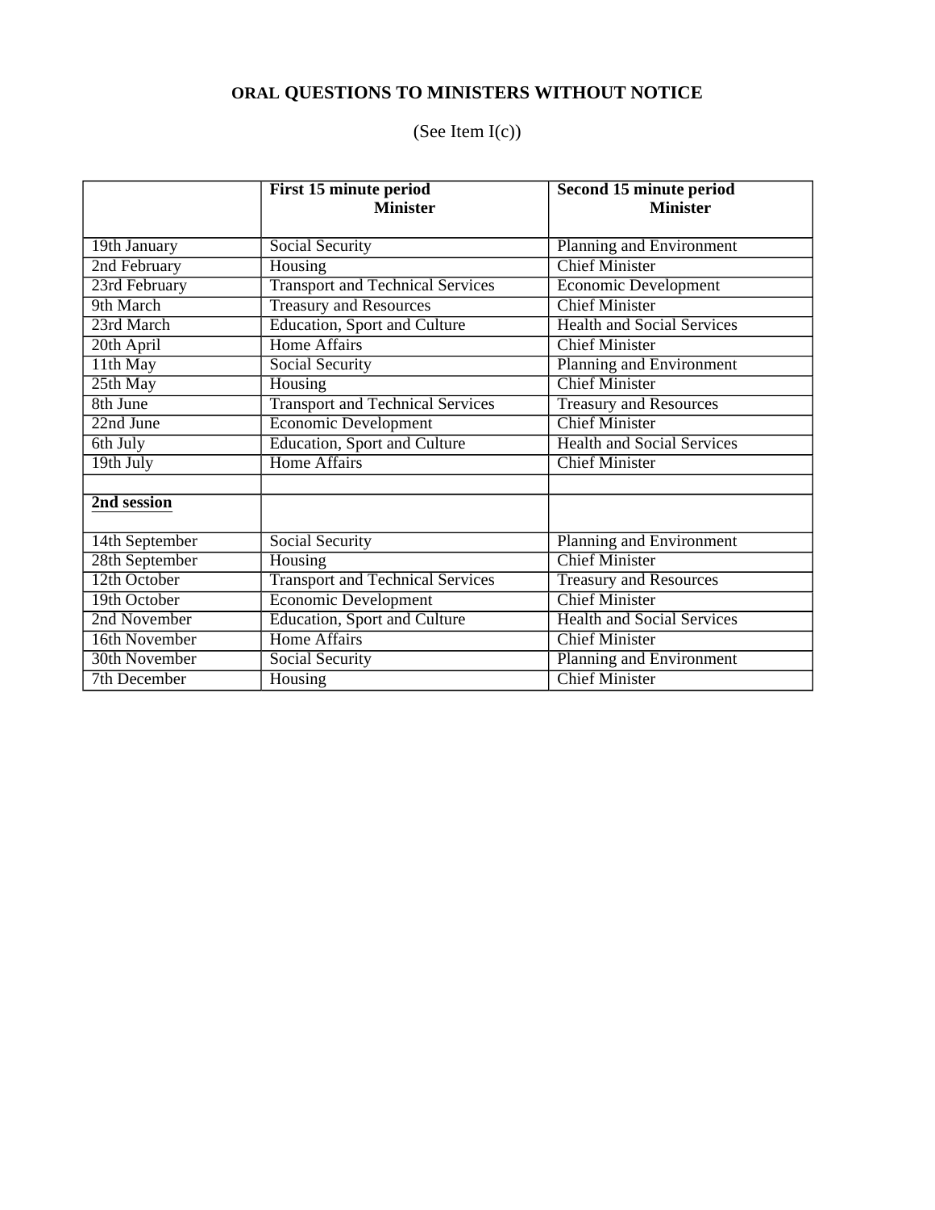**ORAL QUESTIONS TO MINISTERS WITHOUT NOTICE**

(See Item I(c))

| | **First 15 minute period Minister** | **Second 15 minute period Minister** |
|---|---|---|
| 19th January | Social Security | Planning and Environment |
| 2nd February | Housing | Chief Minister |
| 23rd February | Transport and Technical Services | Economic Development |
| 9th March | Treasury and Resources | Chief Minister |
| 23rd March | Education, Sport and Culture | Health and Social Services |
| 20th April | Home Affairs | Chief Minister |
| 11th May | Social Security | Planning and Environment |
| 25th May | Housing | Chief Minister |
| 8th June | Transport and Technical Services | Treasury and Resources |
| 22nd June | Economic Development | Chief Minister |
| 6th July | Education, Sport and Culture | Health and Social Services |
| 19th July | Home Affairs | Chief Minister |
| | | |
| **2nd session** | | |
| 14th September | Social Security | Planning and Environment |
| 28th September | Housing | Chief Minister |
| 12th October | Transport and Technical Services | Treasury and Resources |
| 19th October | Economic Development | Chief Minister |
| 2nd November | Education, Sport and Culture | Health and Social Services |
| 16th November | Home Affairs | Chief Minister |
| 30th November | Social Security | Planning and Environment |
| 7th December | Housing | Chief Minister |